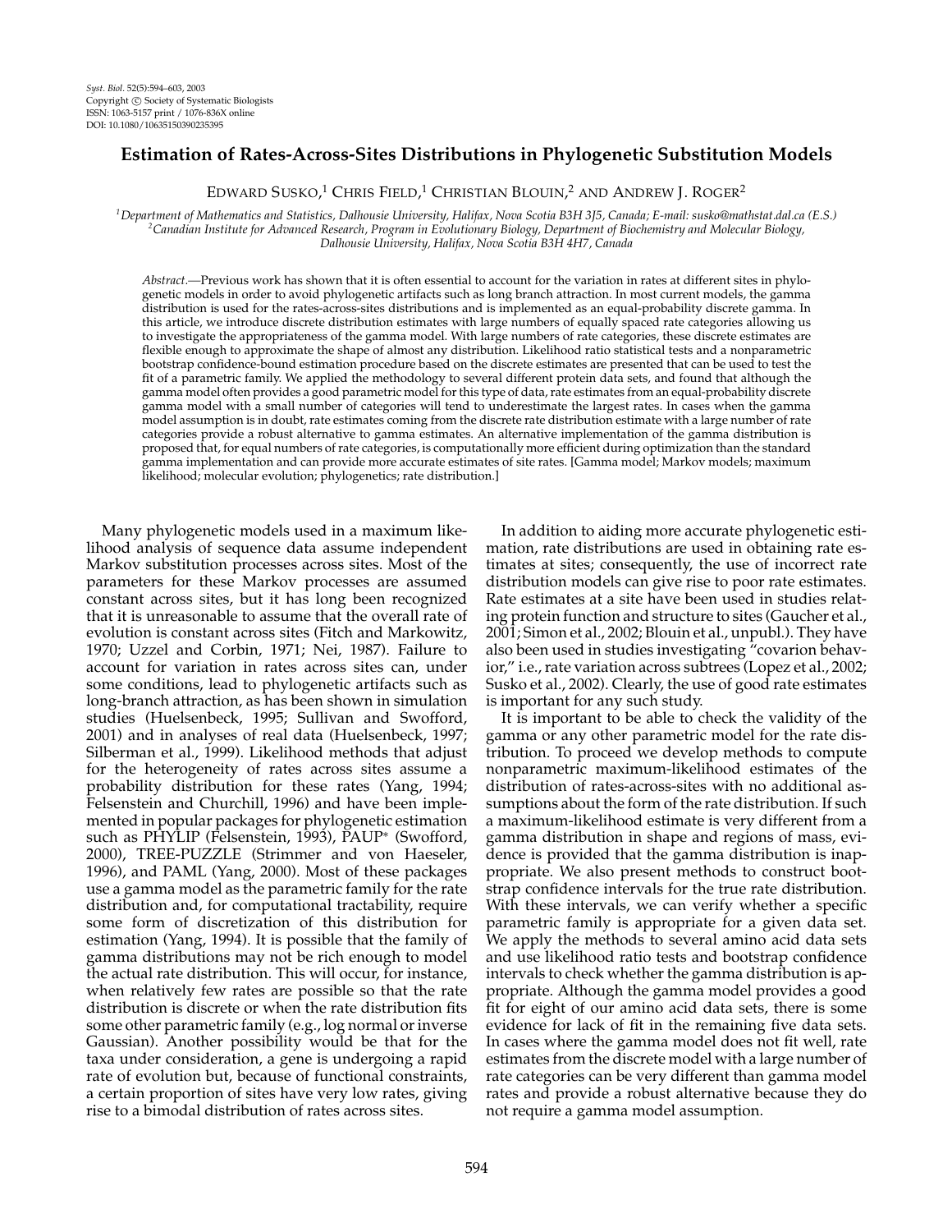# Estimation of Rates-Across-Sites Distributions in Phylogenetic Substitution Models

Edward Susko,[1] Chris Field,[1] Christian Blouin,[2] and Andrew J. Roger[2]

[1]Department of Mathematics and Statistics, Dalhousie University, Halifax, Nova Scotia B3H 3J5, Canada; E-mail: susko@mathstat.dal.ca (E.S.)
[2]Canadian Institute for Advanced Research, Program in Evolutionary Biology, Department of Biochemistry and Molecular Biology, Dalhousie University, Halifax, Nova Scotia B3H 4H7, Canada

*Abstract.*—Previous work has shown that it is often essential to account for the variation in rates at different sites in phylogenetic models in order to avoid phylogenetic artifacts such as long branch attraction. In most current models, the gamma distribution is used for the rates-across-sites distributions and is implemented as an equal-probability discrete gamma. In this article, we introduce discrete distribution estimates with large numbers of equally spaced rate categories allowing us to investigate the appropriateness of the gamma model. With large numbers of rate categories, these discrete estimates are flexible enough to approximate the shape of almost any distribution. Likelihood ratio statistical tests and a nonparametric bootstrap confidence-bound estimation procedure based on the discrete estimates are presented that can be used to test the fit of a parametric family. We applied the methodology to several different protein data sets, and found that although the gamma model often provides a good parametric model for this type of data, rate estimates from an equal-probability discrete gamma model with a small number of categories will tend to underestimate the largest rates. In cases when the gamma model assumption is in doubt, rate estimates coming from the discrete rate distribution estimate with a large number of rate categories provide a robust alternative to gamma estimates. An alternative implementation of the gamma distribution is proposed that, for equal numbers of rate categories, is computationally more efficient during optimization than the standard gamma implementation and can provide more accurate estimates of site rates. [Gamma model; Markov models; maximum likelihood; molecular evolution; phylogenetics; rate distribution.]

Many phylogenetic models used in a maximum likelihood analysis of sequence data assume independent Markov substitution processes across sites. Most of the parameters for these Markov processes are assumed constant across sites, but it has long been recognized that it is unreasonable to assume that the overall rate of evolution is constant across sites (Fitch and Markowitz, 1970; Uzzel and Corbin, 1971; Nei, 1987). Failure to account for variation in rates across sites can, under some conditions, lead to phylogenetic artifacts such as long-branch attraction, as has been shown in simulation studies (Huelsenbeck, 1995; Sullivan and Swofford, 2001) and in analyses of real data (Huelsenbeck, 1997; Silberman et al., 1999). Likelihood methods that adjust for the heterogeneity of rates across sites assume a probability distribution for these rates (Yang, 1994; Felsenstein and Churchill, 1996) and have been implemented in popular packages for phylogenetic estimation such as PHYLIP (Felsenstein, 1993), PAUP* (Swofford, 2000), TREE-PUZZLE (Strimmer and von Haeseler, 1996), and PAML (Yang, 2000). Most of these packages use a gamma model as the parametric family for the rate distribution and, for computational tractability, require some form of discretization of this distribution for estimation (Yang, 1994). It is possible that the family of gamma distributions may not be rich enough to model the actual rate distribution. This will occur, for instance, when relatively few rates are possible so that the rate distribution is discrete or when the rate distribution fits some other parametric family (e.g., log normal or inverse Gaussian). Another possibility would be that for the taxa under consideration, a gene is undergoing a rapid rate of evolution but, because of functional constraints, a certain proportion of sites have very low rates, giving rise to a bimodal distribution of rates across sites.

In addition to aiding more accurate phylogenetic estimation, rate distributions are used in obtaining rate estimates at sites; consequently, the use of incorrect rate distribution models can give rise to poor rate estimates. Rate estimates at a site have been used in studies relating protein function and structure to sites (Gaucher et al., 2001; Simon et al., 2002; Blouin et al., unpubl.). They have also been used in studies investigating "covarion behavior," i.e., rate variation across subtrees (Lopez et al., 2002; Susko et al., 2002). Clearly, the use of good rate estimates is important for any such study.

It is important to be able to check the validity of the gamma or any other parametric model for the rate distribution. To proceed we develop methods to compute nonparametric maximum-likelihood estimates of the distribution of rates-across-sites with no additional assumptions about the form of the rate distribution. If such a maximum-likelihood estimate is very different from a gamma distribution in shape and regions of mass, evidence is provided that the gamma distribution is inappropriate. We also present methods to construct bootstrap confidence intervals for the true rate distribution. With these intervals, we can verify whether a specific parametric family is appropriate for a given data set. We apply the methods to several amino acid data sets and use likelihood ratio tests and bootstrap confidence intervals to check whether the gamma distribution is appropriate. Although the gamma model provides a good fit for eight of our amino acid data sets, there is some evidence for lack of fit in the remaining five data sets. In cases where the gamma model does not fit well, rate estimates from the discrete model with a large number of rate categories can be very different than gamma model rates and provide a robust alternative because they do not require a gamma model assumption.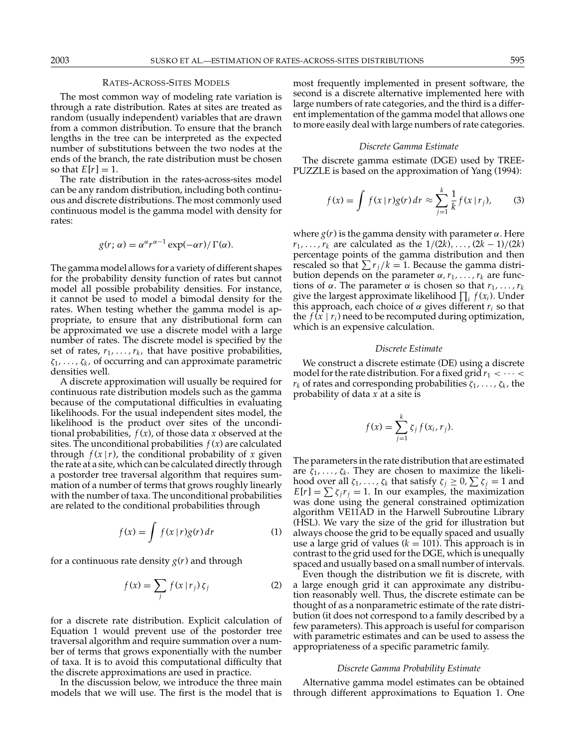## RATES-ACROSS-SITES MODELS

The most common way of modeling rate variation is through a rate distribution. Rates at sites are treated as random (usually independent) variables that are drawn from a common distribution. To ensure that the branch lengths in the tree can be interpreted as the expected number of substitutions between the two nodes at the ends of the branch, the rate distribution must be chosen so that $E[r] = 1$.

The rate distribution in the rates-across-sites model can be any random distribution, including both continuous and discrete distributions. The most commonly used continuous model is the gamma model with density for rates:

$$g(r; \alpha) = \alpha^{\alpha} r^{\alpha-1} \exp(-\alpha r)/\Gamma(\alpha).$$

The gamma model allows for a variety of different shapes for the probability density function of rates but cannot model all possible probability densities. For instance, it cannot be used to model a bimodal density for the rates. When testing whether the gamma model is appropriate, to ensure that any distributional form can be approximated we use a discrete model with a large number of rates. The discrete model is specified by the set of rates, $r_1, \ldots, r_k$, that have positive probabilities, $\zeta_1, \ldots, \zeta_k$, of occurring and can approximate parametric densities well.

A discrete approximation will usually be required for continuous rate distribution models such as the gamma because of the computational difficulties in evaluating likelihoods. For the usual independent sites model, the likelihood is the product over sites of the unconditional probabilities, $f(x)$, of those data $x$ observed at the sites. The unconditional probabilities $f(x)$ are calculated through $f(x \mid r)$, the conditional probability of $x$ given the rate at a site, which can be calculated directly through a postorder tree traversal algorithm that requires summation of a number of terms that grows roughly linearly with the number of taxa. The unconditional probabilities are related to the conditional probabilities through

$$f(x) = \int f(x \mid r) g(r)\, dr \tag{1}$$

for a continuous rate density $g(r)$ and through

$$f(x) = \sum_j f(x \mid r_j)\, \zeta_j \tag{2}$$

for a discrete rate distribution. Explicit calculation of Equation 1 would prevent use of the postorder tree traversal algorithm and require summation over a number of terms that grows exponentially with the number of taxa. It is to avoid this computational difficulty that the discrete approximations are used in practice.

In the discussion below, we introduce the three main models that we will use. The first is the model that is most frequently implemented in present software, the second is a discrete alternative implemented here with large numbers of rate categories, and the third is a different implementation of the gamma model that allows one to more easily deal with large numbers of rate categories.

### *Discrete Gamma Estimate*

The discrete gamma estimate (DGE) used by TREE-PUZZLE is based on the approximation of Yang (1994):

$$f(x) = \int f(x \mid r) g(r)\, dr \approx \sum_{j=1}^{k} \frac{1}{k} f(x \mid r_j), \tag{3}$$

where $g(r)$ is the gamma density with parameter $\alpha$. Here $r_1, \ldots, r_k$ are calculated as the $1/(2k), \ldots, (2k-1)/(2k)$ percentage points of the gamma distribution and then rescaled so that $\sum r_j/k = 1$. Because the gamma distribution depends on the parameter $\alpha$, $r_1, \ldots, r_k$ are functions of $\alpha$. The parameter $\alpha$ is chosen so that $r_1, \ldots, r_k$ give the largest approximate likelihood $\prod_i f(x_i)$. Under this approach, each choice of $\alpha$ gives different $r_i$ so that the $f(x \mid r_i)$ need to be recomputed during optimization, which is an expensive calculation.

### *Discrete Estimate*

We construct a discrete estimate (DE) using a discrete model for the rate distribution. For a fixed grid $r_1 < \cdots < r_k$ of rates and corresponding probabilities $\zeta_1, \ldots, \zeta_k$, the probability of data $x$ at a site is

$$f(x) = \sum_{j=1}^{k} \zeta_j f(x_i, r_j).$$

The parameters in the rate distribution that are estimated are $\zeta_1, \ldots, \zeta_k$. They are chosen to maximize the likelihood over all $\zeta_1, \ldots, \zeta_k$ that satisfy $\zeta_j \geq 0$, $\sum \zeta_j = 1$ and $E[r] = \sum \zeta_j r_j = 1$. In our examples, the maximization was done using the general constrained optimization algorithm VE11AD in the Harwell Subroutine Library (HSL). We vary the size of the grid for illustration but always choose the grid to be equally spaced and usually use a large grid of values ($k = 101$). This approach is in contrast to the grid used for the DGE, which is unequally spaced and usually based on a small number of intervals.

Even though the distribution we fit is discrete, with a large enough grid it can approximate any distribution reasonably well. Thus, the discrete estimate can be thought of as a nonparametric estimate of the rate distribution (it does not correspond to a family described by a few parameters). This approach is useful for comparison with parametric estimates and can be used to assess the appropriateness of a specific parametric family.

### *Discrete Gamma Probability Estimate*

Alternative gamma model estimates can be obtained through different approximations to Equation 1. One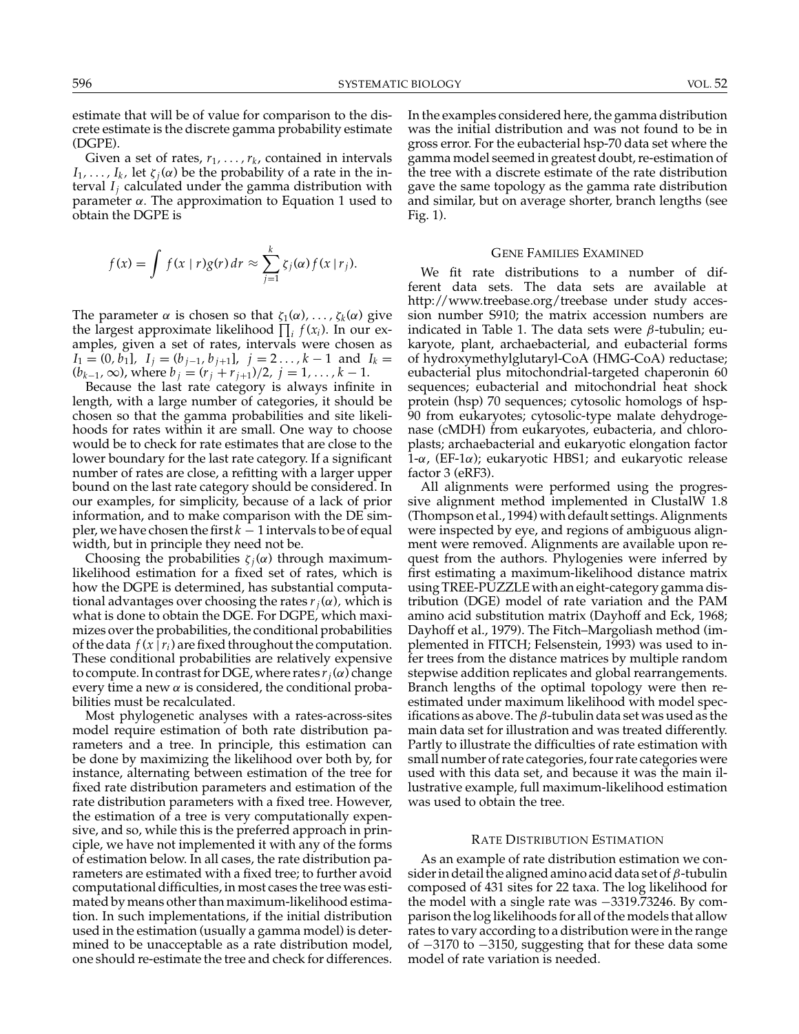estimate that will be of value for comparison to the discrete estimate is the discrete gamma probability estimate (DGPE).

Given a set of rates, $r_1, \ldots, r_k$, contained in intervals $I_1, \ldots, I_k$, let $\zeta_j(\alpha)$ be the probability of a rate in the interval $I_j$ calculated under the gamma distribution with parameter $\alpha$. The approximation to Equation 1 used to obtain the DGPE is

$$f(x) = \int f(x \mid r) g(r)\, dr \approx \sum_{j=1}^{k} \zeta_j(\alpha) f(x \mid r_j).$$

The parameter $\alpha$ is chosen so that $\zeta_1(\alpha), \ldots, \zeta_k(\alpha)$ give the largest approximate likelihood $\prod_i f(x_i)$. In our examples, given a set of rates, intervals were chosen as $I_1 = (0, b_1]$, $I_j = (b_{j-1}, b_{j+1}]$, $j = 2 \ldots, k-1$ and $I_k = (b_{k-1}, \infty)$, where $b_j = (r_j + r_{j+1})/2$, $j = 1, \ldots, k-1$.

Because the last rate category is always infinite in length, with a large number of categories, it should be chosen so that the gamma probabilities and site likelihoods for rates within it are small. One way to choose would be to check for rate estimates that are close to the lower boundary for the last rate category. If a significant number of rates are close, a refitting with a larger upper bound on the last rate category should be considered. In our examples, for simplicity, because of a lack of prior information, and to make comparison with the DE simpler, we have chosen the first $k-1$ intervals to be of equal width, but in principle they need not be.

Choosing the probabilities $\zeta_j(\alpha)$ through maximum-likelihood estimation for a fixed set of rates, which is how the DGPE is determined, has substantial computational advantages over choosing the rates $r_j(\alpha)$, which is what is done to obtain the DGE. For DGPE, which maximizes over the probabilities, the conditional probabilities of the data $f(x \mid r_i)$ are fixed throughout the computation. These conditional probabilities are relatively expensive to compute. In contrast for DGE, where rates $r_j(\alpha)$ change every time a new $\alpha$ is considered, the conditional probabilities must be recalculated.

Most phylogenetic analyses with a rates-across-sites model require estimation of both rate distribution parameters and a tree. In principle, this estimation can be done by maximizing the likelihood over both by, for instance, alternating between estimation of the tree for fixed rate distribution parameters and estimation of the rate distribution parameters with a fixed tree. However, the estimation of a tree is very computationally expensive, and so, while this is the preferred approach in principle, we have not implemented it with any of the forms of estimation below. In all cases, the rate distribution parameters are estimated with a fixed tree; to further avoid computational difficulties, in most cases the tree was estimated by means other than maximum-likelihood estimation. In such implementations, if the initial distribution used in the estimation (usually a gamma model) is determined to be unacceptable as a rate distribution model, one should re-estimate the tree and check for differences. In the examples considered here, the gamma distribution was the initial distribution and was not found to be in gross error. For the eubacterial hsp-70 data set where the gamma model seemed in greatest doubt, re-estimation of the tree with a discrete estimate of the rate distribution gave the same topology as the gamma rate distribution and similar, but on average shorter, branch lengths (see Fig. 1).

## Gene Families Examined

We fit rate distributions to a number of different data sets. The data sets are available at http://www.treebase.org/treebase under study accession number S910; the matrix accession numbers are indicated in Table 1. The data sets were $\beta$-tubulin; eukaryote, plant, archaebacterial, and eubacterial forms of hydroxymethylglutaryl-CoA (HMG-CoA) reductase; eubacterial plus mitochondrial-targeted chaperonin 60 sequences; eubacterial and mitochondrial heat shock protein (hsp) 70 sequences; cytosolic homologs of hsp-90 from eukaryotes; cytosolic-type malate dehydrogenase (cMDH) from eukaryotes, eubacteria, and chloroplasts; archaebacterial and eukaryotic elongation factor 1-$\alpha$, (EF-1$\alpha$); eukaryotic HBS1; and eukaryotic release factor 3 (eRF3).

All alignments were performed using the progressive alignment method implemented in ClustalW 1.8 (Thompson et al., 1994) with default settings. Alignments were inspected by eye, and regions of ambiguous alignment were removed. Alignments are available upon request from the authors. Phylogenies were inferred by first estimating a maximum-likelihood distance matrix using TREE-PUZZLE with an eight-category gamma distribution (DGE) model of rate variation and the PAM amino acid substitution matrix (Dayhoff and Eck, 1968; Dayhoff et al., 1979). The Fitch–Margoliash method (implemented in FITCH; Felsenstein, 1993) was used to infer trees from the distance matrices by multiple random stepwise addition replicates and global rearrangements. Branch lengths of the optimal topology were then re-estimated under maximum likelihood with model specifications as above. The $\beta$-tubulin data set was used as the main data set for illustration and was treated differently. Partly to illustrate the difficulties of rate estimation with small number of rate categories, four rate categories were used with this data set, and because it was the main illustrative example, full maximum-likelihood estimation was used to obtain the tree.

## Rate Distribution Estimation

As an example of rate distribution estimation we consider in detail the aligned amino acid data set of $\beta$-tubulin composed of 431 sites for 22 taxa. The log likelihood for the model with a single rate was $-3319.73246$. By comparison the log likelihoods for all of the models that allow rates to vary according to a distribution were in the range of $-3170$ to $-3150$, suggesting that for these data some model of rate variation is needed.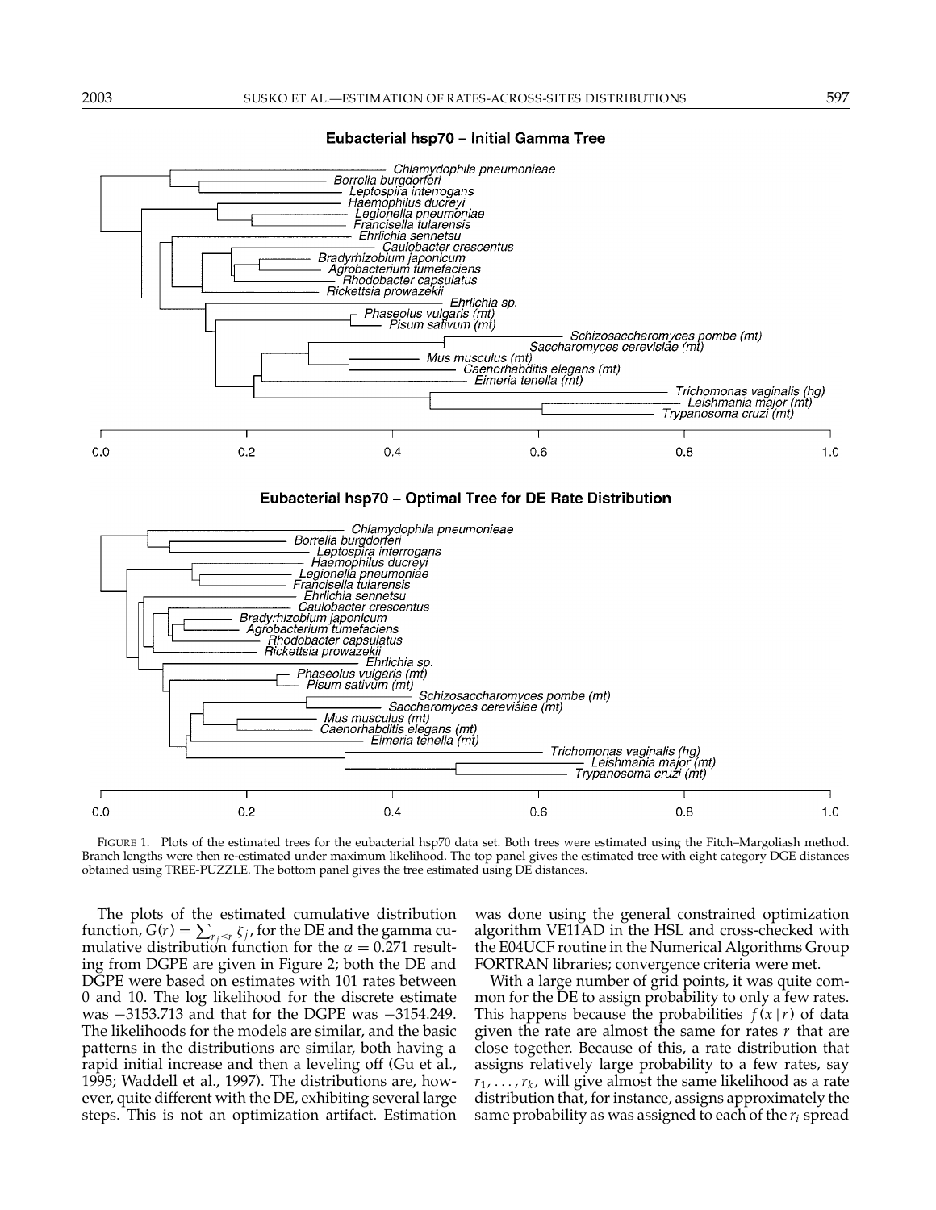Eubacterial hsp70 – Initial Gamma Tree

Eubacterial hsp70 – Optimal Tree for DE Rate Distribution

FIGURE 1. Plots of the estimated trees for the eubacterial hsp70 data set. Both trees were estimated using the Fitch–Margoliash method. Branch lengths were then re-estimated under maximum likelihood. The top panel gives the estimated tree with eight category DGE distances obtained using TREE-PUZZLE. The bottom panel gives the tree estimated using DE distances.

The plots of the estimated cumulative distribution function, $G(r) = \sum_{r_j \leq r} \zeta_j$, for the DE and the gamma cumulative distribution function for the $\alpha = 0.271$ resulting from DGPE are given in Figure 2; both the DE and DGPE were based on estimates with 101 rates between 0 and 10. The log likelihood for the discrete estimate was −3153.713 and that for the DGPE was −3154.249. The likelihoods for the models are similar, and the basic patterns in the distributions are similar, both having a rapid initial increase and then a leveling off (Gu et al., 1995; Waddell et al., 1997). The distributions are, however, quite different with the DE, exhibiting several large steps. This is not an optimization artifact. Estimation was done using the general constrained optimization algorithm VE11AD in the HSL and cross-checked with the E04UCF routine in the Numerical Algorithms Group FORTRAN libraries; convergence criteria were met.

With a large number of grid points, it was quite common for the DE to assign probability to only a few rates. This happens because the probabilities $f(x \mid r)$ of data given the rate are almost the same for rates $r$ that are close together. Because of this, a rate distribution that assigns relatively large probability to a few rates, say $r_1, \ldots, r_k$, will give almost the same likelihood as a rate distribution that, for instance, assigns approximately the same probability as was assigned to each of the $r_i$ spread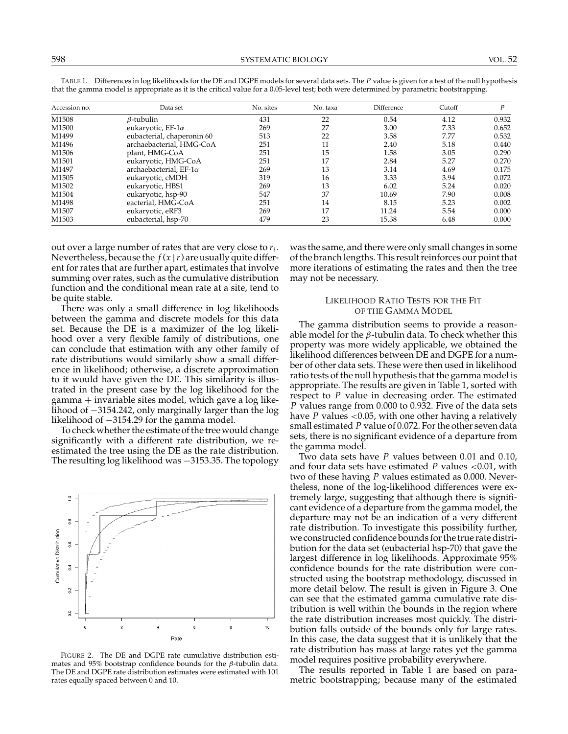TABLE 1. Differences in log likelihoods for the DE and DGPE models for several data sets. The $P$ value is given for a test of the null hypothesis that the gamma model is appropriate as it is the critical value for a 0.05-level test; both were determined by parametric bootstrapping.

| Accession no. | Data set | No. sites | No. taxa | Difference | Cutoff | $P$ |
|---|---|---|---|---|---|---|
| M1508 | $\beta$-tubulin | 431 | 22 | 0.54 | 4.12 | 0.932 |
| M1500 | eukaryotic, EF-1$\alpha$ | 269 | 27 | 3.00 | 7.33 | 0.652 |
| M1499 | eubacterial, chaperonin 60 | 513 | 22 | 3.58 | 7.77 | 0.532 |
| M1496 | archaebacterial, HMG-CoA | 251 | 11 | 2.40 | 5.18 | 0.440 |
| M1506 | plant, HMG-CoA | 251 | 15 | 1.58 | 3.05 | 0.290 |
| M1501 | eukaryotic, HMG-CoA | 251 | 17 | 2.84 | 5.27 | 0.270 |
| M1497 | archaebacterial, EF-1$\alpha$ | 269 | 13 | 3.14 | 4.69 | 0.175 |
| M1505 | eukaryotic, cMDH | 319 | 16 | 3.33 | 3.94 | 0.072 |
| M1502 | eukaryotic, HBS1 | 269 | 13 | 6.02 | 5.24 | 0.020 |
| M1504 | eukaryotic, hsp-90 | 547 | 37 | 10.69 | 7.90 | 0.008 |
| M1498 | eacterial, HMG-CoA | 251 | 14 | 8.15 | 5.23 | 0.002 |
| M1507 | eukaryotic, eRF3 | 269 | 17 | 11.24 | 5.54 | 0.000 |
| M1503 | eubacterial, hsp-70 | 479 | 23 | 15.38 | 6.48 | 0.000 |

out over a large number of rates that are very close to $r_i$. Nevertheless, because the $f(x \mid r)$ are usually quite different for rates that are further apart, estimates that involve summing over rates, such as the cumulative distribution function and the conditional mean rate at a site, tend to be quite stable.

There was only a small difference in log likelihoods between the gamma and discrete models for this data set. Because the DE is a maximizer of the log likelihood over a very flexible family of distributions, one can conclude that estimation with any other family of rate distributions would similarly show a small difference in likelihood; otherwise, a discrete approximation to it would have given the DE. This similarity is illustrated in the present case by the log likelihood for the gamma + invariable sites model, which gave a log likelihood of −3154.242, only marginally larger than the log likelihood of −3154.29 for the gamma model.

To check whether the estimate of the tree would change significantly with a different rate distribution, we reestimated the tree using the DE as the rate distribution. The resulting log likelihood was −3153.35. The topology was the same, and there were only small changes in some of the branch lengths. This result reinforces our point that more iterations of estimating the rates and then the tree may not be necessary.

FIGURE 2. The DE and DGPE rate cumulative distribution estimates and 95% bootstrap confidence bounds for the $\beta$-tubulin data. The DE and DGPE rate distribution estimates were estimated with 101 rates equally spaced between 0 and 10.

## LIKELIHOOD RATIO TESTS FOR THE FIT OF THE GAMMA MODEL

The gamma distribution seems to provide a reasonable model for the $\beta$-tubulin data. To check whether this property was more widely applicable, we obtained the likelihood differences between DE and DGPE for a number of other data sets. These were then used in likelihood ratio tests of the null hypothesis that the gamma model is appropriate. The results are given in Table 1, sorted with respect to $P$ value in decreasing order. The estimated $P$ values range from 0.000 to 0.932. Five of the data sets have $P$ values $<0.05$, with one other having a relatively small estimated $P$ value of 0.072. For the other seven data sets, there is no significant evidence of a departure from the gamma model.

Two data sets have $P$ values between 0.01 and 0.10, and four data sets have estimated $P$ values $<0.01$, with two of these having $P$ values estimated as 0.000. Nevertheless, none of the log-likelihood differences were extremely large, suggesting that although there is significant evidence of a departure from the gamma model, the departure may not be an indication of a very different rate distribution. To investigate this possibility further, we constructed confidence bounds for the true rate distribution for the data set (eubacterial hsp-70) that gave the largest difference in log likelihoods. Approximate 95% confidence bounds for the rate distribution were constructed using the bootstrap methodology, discussed in more detail below. The result is given in Figure 3. One can see that the estimated gamma cumulative rate distribution is well within the bounds in the region where the rate distribution increases most quickly. The distribution falls outside of the bounds only for large rates. In this case, the data suggest that it is unlikely that the rate distribution has mass at large rates yet the gamma model requires positive probability everywhere.

The results reported in Table 1 are based on parametric bootstrapping; because many of the estimated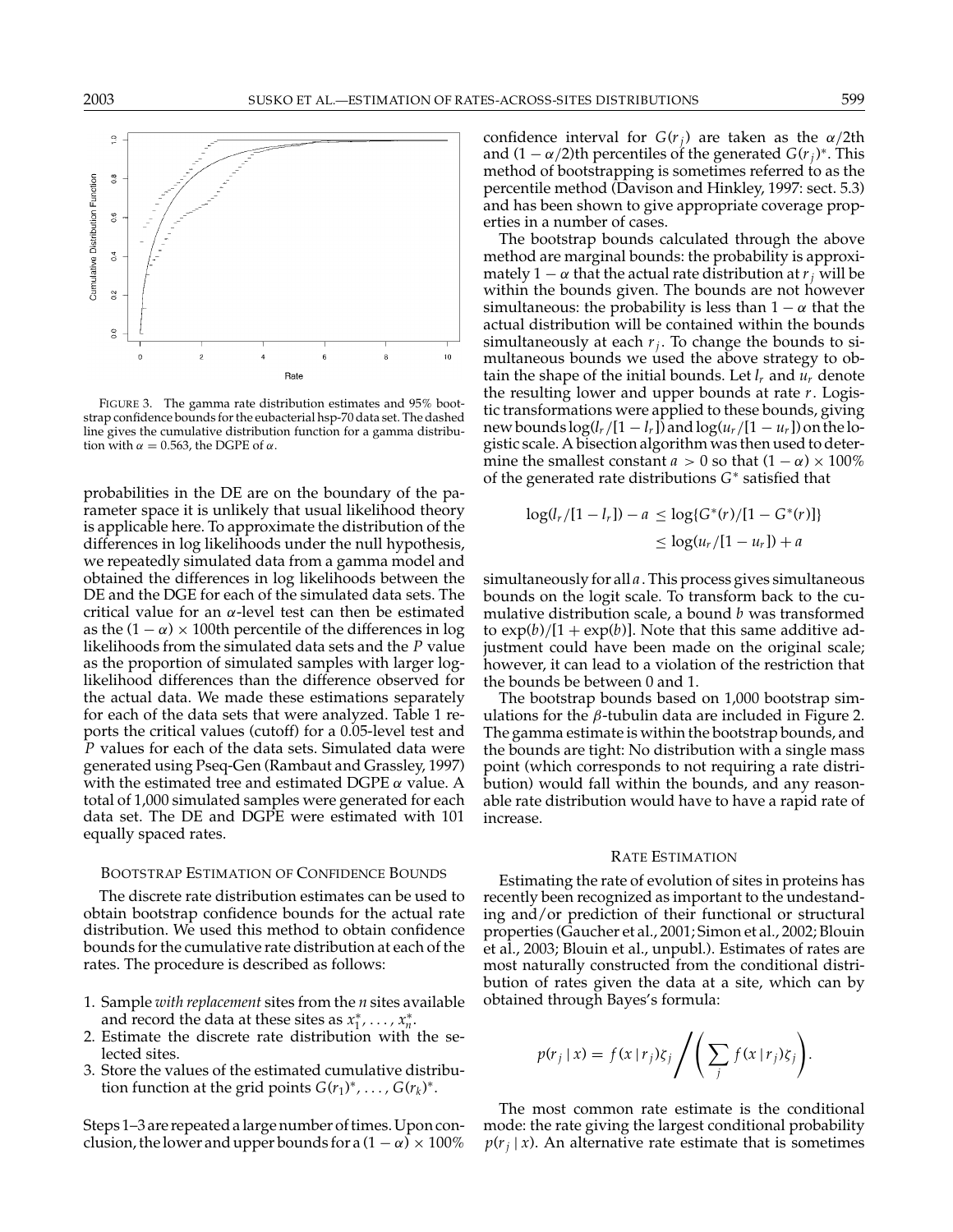FIGURE 3. The gamma rate distribution estimates and 95% bootstrap confidence bounds for the eubacterial hsp-70 data set. The dashed line gives the cumulative distribution function for a gamma distribution with $\alpha = 0.563$, the DGPE of $\alpha$.

probabilities in the DE are on the boundary of the parameter space it is unlikely that usual likelihood theory is applicable here. To approximate the distribution of the differences in log likelihoods under the null hypothesis, we repeatedly simulated data from a gamma model and obtained the differences in log likelihoods between the DE and the DGE for each of the simulated data sets. The critical value for an $\alpha$-level test can then be estimated as the $(1 - \alpha) \times 100$th percentile of the differences in log likelihoods from the simulated data sets and the $P$ value as the proportion of simulated samples with larger log-likelihood differences than the difference observed for the actual data. We made these estimations separately for each of the data sets that were analyzed. Table 1 reports the critical values (cutoff) for a 0.05-level test and $P$ values for each of the data sets. Simulated data were generated using Pseq-Gen (Rambaut and Grassley, 1997) with the estimated tree and estimated DGPE $\alpha$ value. A total of 1,000 simulated samples were generated for each data set. The DE and DGPE were estimated with 101 equally spaced rates.

## Bootstrap Estimation of Confidence Bounds

The discrete rate distribution estimates can be used to obtain bootstrap confidence bounds for the actual rate distribution. We used this method to obtain confidence bounds for the cumulative rate distribution at each of the rates. The procedure is described as follows:

1. Sample *with replacement* sites from the $n$ sites available and record the data at these sites as $x_1^*, \ldots, x_n^*$.
2. Estimate the discrete rate distribution with the selected sites.
3. Store the values of the estimated cumulative distribution function at the grid points $G(r_1)^*, \ldots, G(r_k)^*$.

Steps 1–3 are repeated a large number of times. Upon conclusion, the lower and upper bounds for a $(1 - \alpha) \times 100\%$ confidence interval for $G(r_j)$ are taken as the $\alpha/2$th and $(1 - \alpha/2)$th percentiles of the generated $G(r_j)^*$. This method of bootstrapping is sometimes referred to as the percentile method (Davison and Hinkley, 1997: sect. 5.3) and has been shown to give appropriate coverage properties in a number of cases.

The bootstrap bounds calculated through the above method are marginal bounds: the probability is approximately $1 - \alpha$ that the actual rate distribution at $r_j$ will be within the bounds given. The bounds are not however simultaneous: the probability is less than $1 - \alpha$ that the actual distribution will be contained within the bounds simultaneously at each $r_j$. To change the bounds to simultaneous bounds we used the above strategy to obtain the shape of the initial bounds. Let $l_r$ and $u_r$ denote the resulting lower and upper bounds at rate $r$. Logistic transformations were applied to these bounds, giving new bounds $\log(l_r/[1 - l_r])$ and $\log(u_r/[1 - u_r])$ on the logistic scale. A bisection algorithm was then used to determine the smallest constant $a > 0$ so that $(1 - \alpha) \times 100\%$ of the generated rate distributions $G^*$ satisfied that

$$\log(l_r/[1 - l_r]) - a \leq \log\{G^*(r)/[1 - G^*(r)]\} \leq \log(u_r/[1 - u_r]) + a$$

simultaneously for all $a$. This process gives simultaneous bounds on the logit scale. To transform back to the cumulative distribution scale, a bound $b$ was transformed to $\exp(b)/[1 + \exp(b)]$. Note that this same additive adjustment could have been made on the original scale; however, it can lead to a violation of the restriction that the bounds be between 0 and 1.

The bootstrap bounds based on 1,000 bootstrap simulations for the $\beta$-tubulin data are included in Figure 2. The gamma estimate is within the bootstrap bounds, and the bounds are tight: No distribution with a single mass point (which corresponds to not requiring a rate distribution) would fall within the bounds, and any reasonable rate distribution would have to have a rapid rate of increase.

## Rate Estimation

Estimating the rate of evolution of sites in proteins has recently been recognized as important to the undestanding and/or prediction of their functional or structural properties (Gaucher et al., 2001; Simon et al., 2002; Blouin et al., 2003; Blouin et al., unpubl.). Estimates of rates are most naturally constructed from the conditional distribution of rates given the data at a site, which can by obtained through Bayes's formula:

$$p(r_j \mid x) = f(x \mid r_j)\zeta_j \bigg/ \left( \sum_j f(x \mid r_j)\zeta_j \right).$$

The most common rate estimate is the conditional mode: the rate giving the largest conditional probability $p(r_j \mid x)$. An alternative rate estimate that is sometimes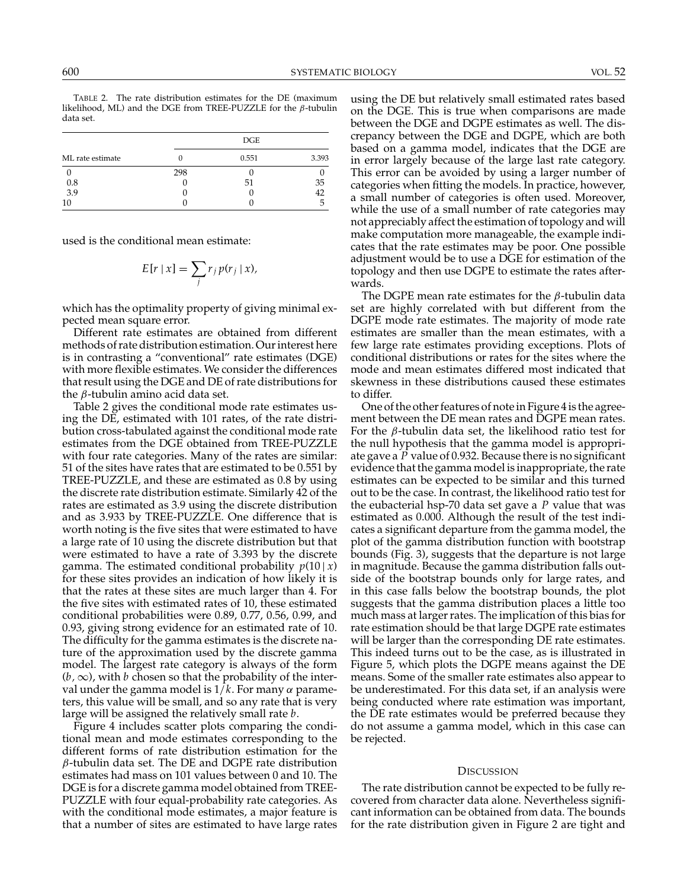TABLE 2. The rate distribution estimates for the DE (maximum likelihood, ML) and the DGE from TREE-PUZZLE for the $\beta$-tubulin data set.

| | DGE | | |
|---|---|---|---|
| ML rate estimate | 0 | 0.551 | 3.393 |
| 0 | 298 | 0 | 0 |
| 0.8 | 0 | 51 | 35 |
| 3.9 | 0 | 0 | 42 |
| 10 | 0 | 0 | 5 |

used is the conditional mean estimate:

$$E[r \mid x] = \sum_j r_j \, p(r_j \mid x),$$

which has the optimality property of giving minimal expected mean square error.

Different rate estimates are obtained from different methods of rate distribution estimation. Our interest here is in contrasting a "conventional" rate estimates (DGE) with more flexible estimates. We consider the differences that result using the DGE and DE of rate distributions for the $\beta$-tubulin amino acid data set.

Table 2 gives the conditional mode rate estimates using the DE, estimated with 101 rates, of the rate distribution cross-tabulated against the conditional mode rate estimates from the DGE obtained from TREE-PUZZLE with four rate categories. Many of the rates are similar: 51 of the sites have rates that are estimated to be 0.551 by TREE-PUZZLE, and these are estimated as 0.8 by using the discrete rate distribution estimate. Similarly 42 of the rates are estimated as 3.9 using the discrete distribution and as 3.933 by TREE-PUZZLE. One difference that is worth noting is the five sites that were estimated to have a large rate of 10 using the discrete distribution but that were estimated to have a rate of 3.393 by the discrete gamma. The estimated conditional probability $p(10 \mid x)$ for these sites provides an indication of how likely it is that the rates at these sites are much larger than 4. For the five sites with estimated rates of 10, these estimated conditional probabilities were 0.89, 0.77, 0.56, 0.99, and 0.93, giving strong evidence for an estimated rate of 10. The difficulty for the gamma estimates is the discrete nature of the approximation used by the discrete gamma model. The largest rate category is always of the form $(b, \infty)$, with $b$ chosen so that the probability of the interval under the gamma model is $1/k$. For many $\alpha$ parameters, this value will be small, and so any rate that is very large will be assigned the relatively small rate $b$.

Figure 4 includes scatter plots comparing the conditional mean and mode estimates corresponding to the different forms of rate distribution estimation for the $\beta$-tubulin data set. The DE and DGPE rate distribution estimates had mass on 101 values between 0 and 10. The DGE is for a discrete gamma model obtained from TREE-PUZZLE with four equal-probability rate categories. As with the conditional mode estimates, a major feature is that a number of sites are estimated to have large rates using the DE but relatively small estimated rates based on the DGE. This is true when comparisons are made between the DGE and DGPE estimates as well. The discrepancy between the DGE and DGPE, which are both based on a gamma model, indicates that the DGE are in error largely because of the large last rate category. This error can be avoided by using a larger number of categories when fitting the models. In practice, however, a small number of categories is often used. Moreover, while the use of a small number of rate categories may not appreciably affect the estimation of topology and will make computation more manageable, the example indicates that the rate estimates may be poor. One possible adjustment would be to use a DGE for estimation of the topology and then use DGPE to estimate the rates afterwards.

The DGPE mean rate estimates for the $\beta$-tubulin data set are highly correlated with but different from the DGPE mode rate estimates. The majority of mode rate estimates are smaller than the mean estimates, with a few large rate estimates providing exceptions. Plots of conditional distributions or rates for the sites where the mode and mean estimates differed most indicated that skewness in these distributions caused these estimates to differ.

One of the other features of note in Figure 4 is the agreement between the DE mean rates and DGPE mean rates. For the $\beta$-tubulin data set, the likelihood ratio test for the null hypothesis that the gamma model is appropriate gave a $P$ value of 0.932. Because there is no significant evidence that the gamma model is inappropriate, the rate estimates can be expected to be similar and this turned out to be the case. In contrast, the likelihood ratio test for the eubacterial hsp-70 data set gave a $P$ value that was estimated as 0.000. Although the result of the test indicates a significant departure from the gamma model, the plot of the gamma distribution function with bootstrap bounds (Fig. 3), suggests that the departure is not large in magnitude. Because the gamma distribution falls outside of the bootstrap bounds only for large rates, and in this case falls below the bootstrap bounds, the plot suggests that the gamma distribution places a little too much mass at larger rates. The implication of this bias for rate estimation should be that large DGPE rate estimates will be larger than the corresponding DE rate estimates. This indeed turns out to be the case, as is illustrated in Figure 5, which plots the DGPE means against the DE means. Some of the smaller rate estimates also appear to be underestimated. For this data set, if an analysis were being conducted where rate estimation was important, the DE rate estimates would be preferred because they do not assume a gamma model, which in this case can be rejected.

## DISCUSSION

The rate distribution cannot be expected to be fully recovered from character data alone. Nevertheless significant information can be obtained from data. The bounds for the rate distribution given in Figure 2 are tight and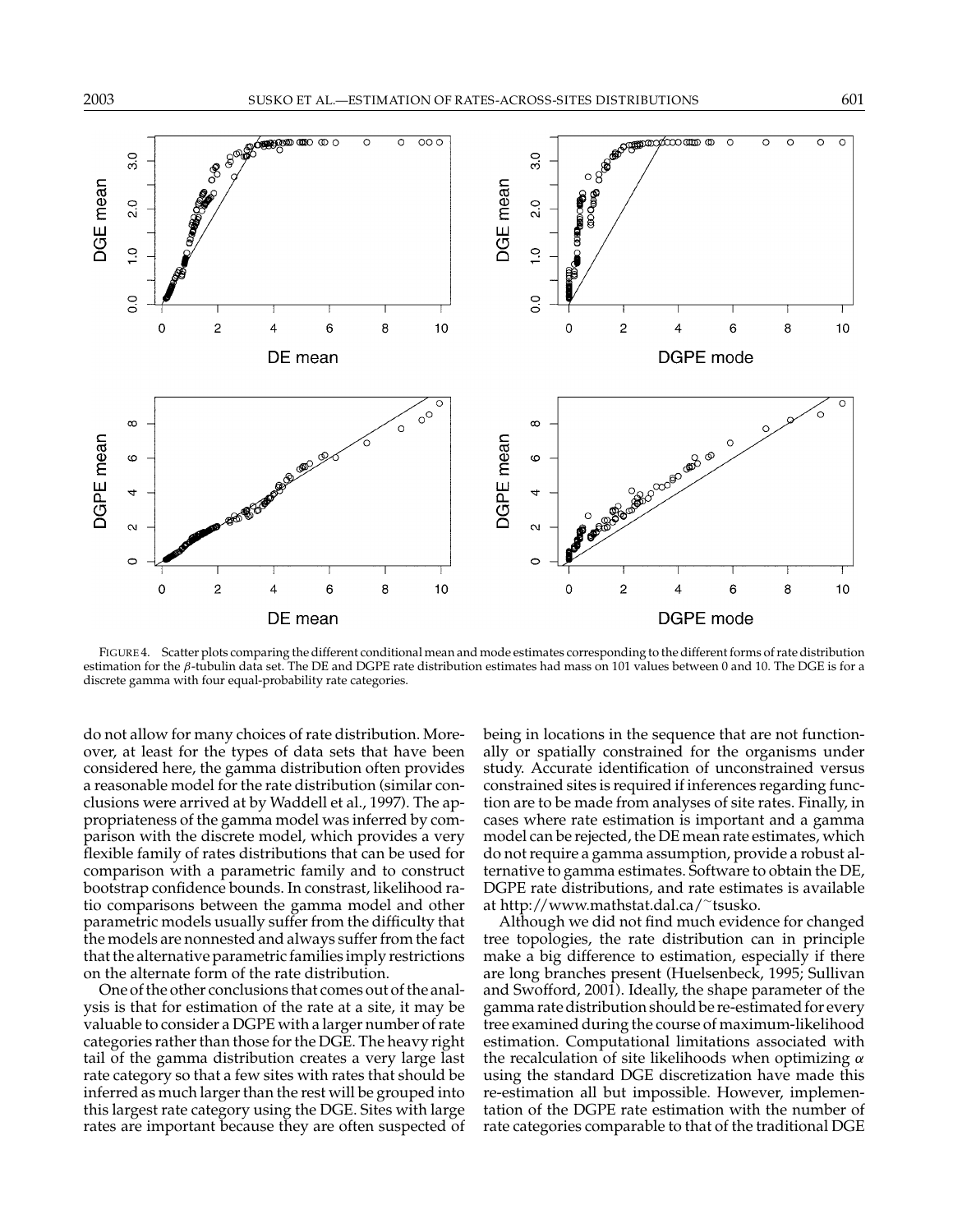DGE mean

DE mean

DGE mean

DGPE mode

DGPE mean

DE mean

DGPE mean

DGPE mode

FIGURE 4. Scatter plots comparing the different conditional mean and mode estimates corresponding to the different forms of rate distribution estimation for the $\beta$-tubulin data set. The DE and DGPE rate distribution estimates had mass on 101 values between 0 and 10. The DGE is for a discrete gamma with four equal-probability rate categories.

do not allow for many choices of rate distribution. Moreover, at least for the types of data sets that have been considered here, the gamma distribution often provides a reasonable model for the rate distribution (similar conclusions were arrived at by Waddell et al., 1997). The appropriateness of the gamma model was inferred by comparison with the discrete model, which provides a very flexible family of rates distributions that can be used for comparison with a parametric family and to construct bootstrap confidence bounds. In constrast, likelihood ratio comparisons between the gamma model and other parametric models usually suffer from the difficulty that the models are nonnested and always suffer from the fact that the alternative parametric families imply restrictions on the alternate form of the rate distribution.

One of the other conclusions that comes out of the analysis is that for estimation of the rate at a site, it may be valuable to consider a DGPE with a larger number of rate categories rather than those for the DGE. The heavy right tail of the gamma distribution creates a very large last rate category so that a few sites with rates that should be inferred as much larger than the rest will be grouped into this largest rate category using the DGE. Sites with large rates are important because they are often suspected of being in locations in the sequence that are not functionally or spatially constrained for the organisms under study. Accurate identification of unconstrained versus constrained sites is required if inferences regarding function are to be made from analyses of site rates. Finally, in cases where rate estimation is important and a gamma model can be rejected, the DE mean rate estimates, which do not require a gamma assumption, provide a robust alternative to gamma estimates. Software to obtain the DE, DGPE rate distributions, and rate estimates is available at http://www.mathstat.dal.ca/~tsusko.

Although we did not find much evidence for changed tree topologies, the rate distribution can in principle make a big difference to estimation, especially if there are long branches present (Huelsenbeck, 1995; Sullivan and Swofford, 2001). Ideally, the shape parameter of the gamma rate distribution should be re-estimated for every tree examined during the course of maximum-likelihood estimation. Computational limitations associated with the recalculation of site likelihoods when optimizing $\alpha$ using the standard DGE discretization have made this re-estimation all but impossible. However, implementation of the DGPE rate estimation with the number of rate categories comparable to that of the traditional DGE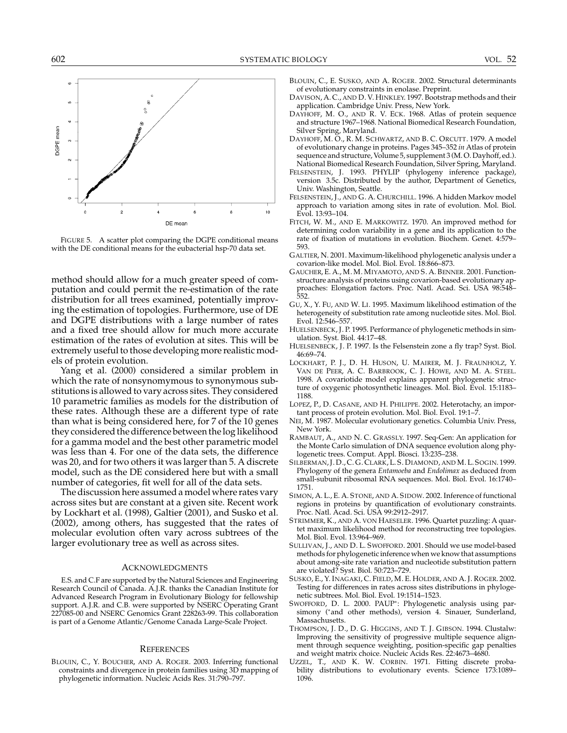FIGURE 5. A scatter plot comparing the DGPE conditional means with the DE conditional means for the eubacterial hsp-70 data set.

method should allow for a much greater speed of computation and could permit the re-estimation of the rate distribution for all trees examined, potentially improving the estimation of topologies. Furthermore, use of DE and DGPE distributions with a large number of rates and a fixed tree should allow for much more accurate estimation of the rates of evolution at sites. This will be extremely useful to those developing more realistic models of protein evolution.

Yang et al. (2000) considered a similar problem in which the rate of nonsynonymous to synonymous substitutions is allowed to vary across sites. They considered 10 parametric families as models for the distribution of these rates. Although these are a different type of rate than what is being considered here, for 7 of the 10 genes they considered the difference between the log likelihood for a gamma model and the best other parametric model was less than 4. For one of the data sets, the difference was 20, and for two others it was larger than 5. A discrete model, such as the DE considered here but with a small number of categories, fit well for all of the data sets.

The discussion here assumed a model where rates vary across sites but are constant at a given site. Recent work by Lockhart et al. (1998), Galtier (2001), and Susko et al. (2002), among others, has suggested that the rates of molecular evolution often vary across subtrees of the larger evolutionary tree as well as across sites.

## ACKNOWLEDGMENTS

E.S. and C.F are supported by the Natural Sciences and Engineering Research Council of Canada. A.J.R. thanks the Canadian Institute for Advanced Research Program in Evolutionary Biology for fellowship support. A.J.R. and C.B. were supported by NSERC Operating Grant 227085-00 and NSERC Genomics Grant 228263-99. This collaboration is part of a Genome Atlantic/Genome Canada Large-Scale Project.

## REFERENCES

BLOUIN, C., Y. BOUCHER, AND A. ROGER. 2003. Inferring functional constraints and divergence in protein families using 3D mapping of phylogenetic information. Nucleic Acids Res. 31:790–797.

BLOUIN, C., E. SUSKO, AND A. ROGER. 2002. Structural determinants of evolutionary constraints in enolase. Preprint.

DAVISON, A. C., AND D. V. HINKLEY. 1997. Bootstrap methods and their application. Cambridge Univ. Press, New York.

DAYHOFF, M. O., AND R. V. ECK. 1968. Atlas of protein sequence and structure 1967–1968. National Biomedical Research Foundation, Silver Spring, Maryland.

DAYHOFF, M. O., R. M. SCHWARTZ, AND B. C. ORCUTT. 1979. A model of evolutionary change in proteins. Pages 345–352 *in* Atlas of protein sequence and structure, Volume 5, supplement 3 (M. O. Dayhoff, ed.). National Biomedical Research Foundation, Silver Spring, Maryland.

FELSENSTEIN, J. 1993. PHYLIP (phylogeny inference package), version 3.5c. Distributed by the author, Department of Genetics, Univ. Washington, Seattle.

FELSENSTEIN, J., AND G. A. CHURCHILL. 1996. A hidden Markov model approach to variation among sites in rate of evolution. Mol. Biol. Evol. 13:93–104.

FITCH, W. M., AND E. MARKOWITZ. 1970. An improved method for determining codon variability in a gene and its application to the rate of fixation of mutations in evolution. Biochem. Genet. 4:579–593.

GALTIER, N. 2001. Maximum-likelihood phylogenetic analysis under a covarion-like model. Mol. Biol. Evol. 18:866–873.

GAUCHER, E. A., M. M. MIYAMOTO, AND S. A. BENNER. 2001. Function-structure analysis of proteins using covarion-based evolutionary approaches: Elongation factors. Proc. Natl. Acad. Sci. USA 98:548–552.

GU, X., Y. FU, AND W. LI. 1995. Maximum likelihood estimation of the heterogeneity of substitution rate among nucleotide sites. Mol. Biol. Evol. 12:546–557.

HUELSENBECK, J. P. 1995. Performance of phylogenetic methods in simulation. Syst. Biol. 44:17–48.

HUELSENBECK, J. P. 1997. Is the Felsenstein zone a fly trap? Syst. Biol. 46:69–74.

LOCKHART, P. J., D. H. HUSON, U. MAIRER, M. J. FRAUNHOLZ, Y. VAN DE PEER, A. C. BARBROOK, C. J. HOWE, AND M. A. STEEL. 1998. A covariotide model explains apparent phylogenetic structure of oxygenic photosynthetic lineages. Mol. Biol. Evol. 15:1183–1188.

LOPEZ, P., D. CASANE, AND H. PHILIPPE. 2002. Heterotachy, an important process of protein evolution. Mol. Biol. Evol. 19:1–7.

NEI, M. 1987. Molecular evolutionary genetics. Columbia Univ. Press, New York.

RAMBAUT, A., AND N. C. GRASSLY. 1997. Seq-Gen: An application for the Monte Carlo simulation of DNA sequence evolution along phylogenetic trees. Comput. Appl. Biosci. 13:235–238.

SILBERMAN, J. D., C. G. CLARK, L. S. DIAMOND, AND M. L. SOGIN. 1999. Phylogeny of the genera *Entamoeba* and *Endolimax* as deduced from small-subunit ribosomal RNA sequences. Mol. Biol. Evol. 16:1740–1751.

SIMON, A. L., E. A. STONE, AND A. SIDOW. 2002. Inference of functional regions in proteins by quantification of evolutionary constraints. Proc. Natl. Acad. Sci. USA 99:2912–2917.

STRIMMER, K., AND A. VON HAESELER. 1996. Quartet puzzling: A quartet maximum likelihood method for reconstructing tree topologies. Mol. Biol. Evol. 13:964–969.

SULLIVAN, J., AND D. L. SWOFFORD. 2001. Should we use model-based methods for phylogenetic inference when we know that assumptions about among-site rate variation and nucleotide substitution pattern are violated? Syst. Biol. 50:723–729.

SUSKO, E., Y. INAGAKI, C. FIELD, M. E. HOLDER, AND A. J. ROGER. 2002. Testing for differences in rates across sites distributions in phylogenetic subtrees. Mol. Biol. Evol. 19:1514–1523.

SWOFFORD, D. L. 2000. PAUP*: Phylogenetic analysis using parsimony (*and other methods), version 4. Sinauer, Sunderland, Massachusetts.

THOMPSON, J. D., D. G. HIGGINS, AND T. J. GIBSON. 1994. Clustalw: Improving the sensitivity of progressive multiple sequence alignment through sequence weighting, position-specific gap penalties and weight matrix choice. Nucleic Acids Res. 22:4673–4680.

UZZEL, T., AND K. W. CORBIN. 1971. Fitting discrete probability distributions to evolutionary events. Science 173:1089–1096.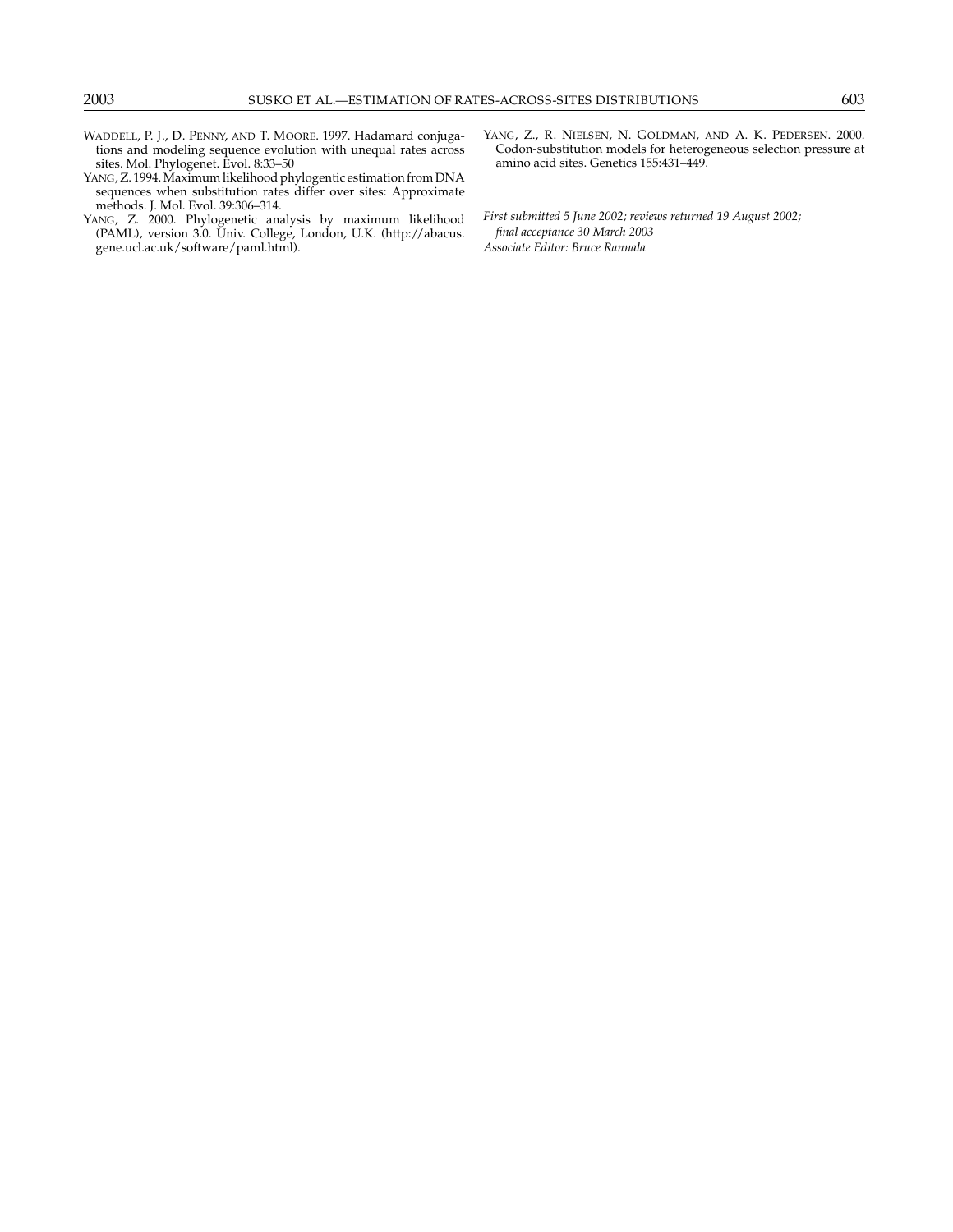WADDELL, P. J., D. PENNY, AND T. MOORE. 1997. Hadamard conjugations and modeling sequence evolution with unequal rates across sites. Mol. Phylogenet. Evol. 8:33–50

YANG, Z. 1994. Maximum likelihood phylogentic estimation from DNA sequences when substitution rates differ over sites: Approximate methods. J. Mol. Evol. 39:306–314.

YANG, Z. 2000. Phylogenetic analysis by maximum likelihood (PAML), version 3.0. Univ. College, London, U.K. (http://abacus.gene.ucl.ac.uk/software/paml.html).

YANG, Z., R. NIELSEN, N. GOLDMAN, AND A. K. PEDERSEN. 2000. Codon-substitution models for heterogeneous selection pressure at amino acid sites. Genetics 155:431–449.

*First submitted 5 June 2002; reviews returned 19 August 2002; final acceptance 30 March 2003*

*Associate Editor: Bruce Rannala*